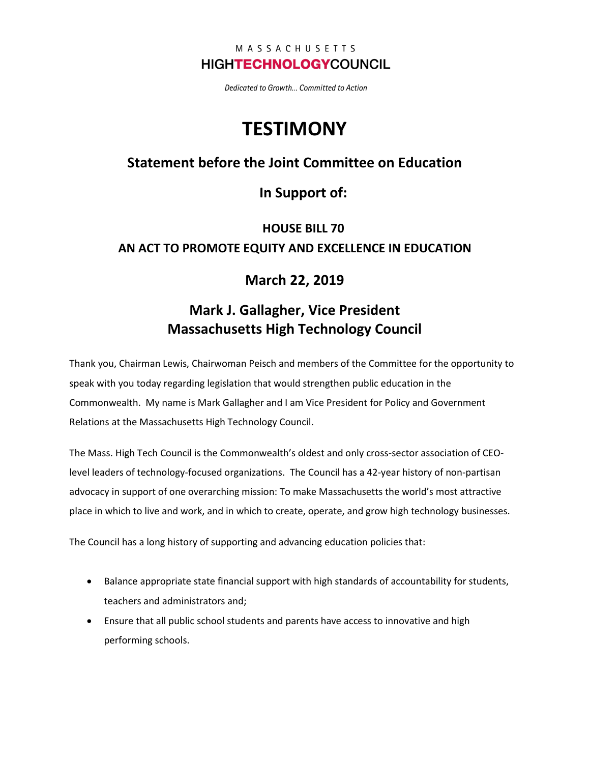MASSACHUSETTS
HIGH**TECHNOLOGY**COUNCIL

*Dedicated to Growth… Committed to Action*

# TESTIMONY

## Statement before the Joint Committee on Education

## In Support of:

### HOUSE BILL 70
### AN ACT TO PROMOTE EQUITY AND EXCELLENCE IN EDUCATION

## March 22, 2019

## Mark J. Gallagher, Vice President
## Massachusetts High Technology Council

Thank you, Chairman Lewis, Chairwoman Peisch and members of the Committee for the opportunity to speak with you today regarding legislation that would strengthen public education in the Commonwealth. My name is Mark Gallagher and I am Vice President for Policy and Government Relations at the Massachusetts High Technology Council.

The Mass. High Tech Council is the Commonwealth's oldest and only cross-sector association of CEO-level leaders of technology-focused organizations. The Council has a 42-year history of non-partisan advocacy in support of one overarching mission: To make Massachusetts the world's most attractive place in which to live and work, and in which to create, operate, and grow high technology businesses.

The Council has a long history of supporting and advancing education policies that:

- Balance appropriate state financial support with high standards of accountability for students, teachers and administrators and;
- Ensure that all public school students and parents have access to innovative and high performing schools.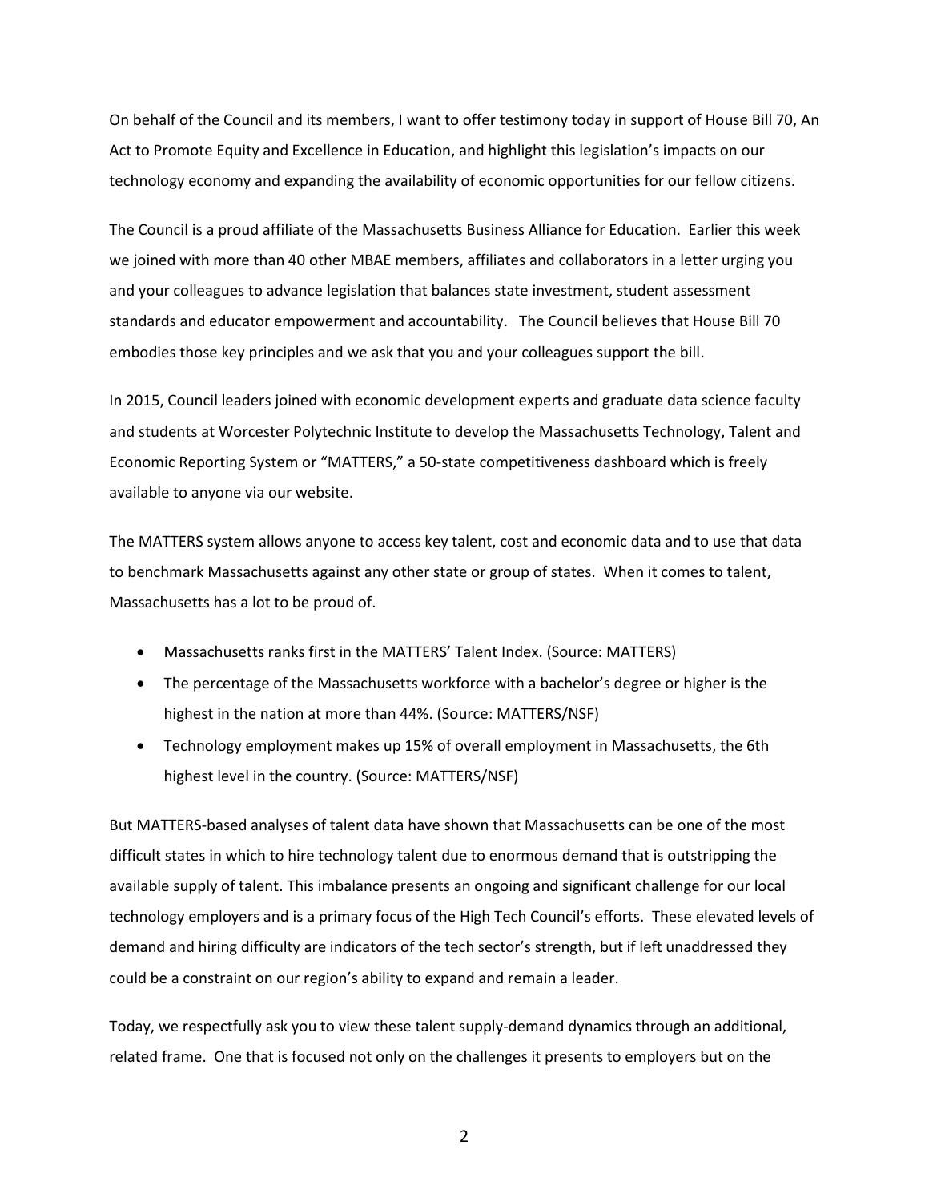On behalf of the Council and its members, I want to offer testimony today in support of House Bill 70, An Act to Promote Equity and Excellence in Education, and highlight this legislation's impacts on our technology economy and expanding the availability of economic opportunities for our fellow citizens.

The Council is a proud affiliate of the Massachusetts Business Alliance for Education. Earlier this week we joined with more than 40 other MBAE members, affiliates and collaborators in a letter urging you and your colleagues to advance legislation that balances state investment, student assessment standards and educator empowerment and accountability. The Council believes that House Bill 70 embodies those key principles and we ask that you and your colleagues support the bill.

In 2015, Council leaders joined with economic development experts and graduate data science faculty and students at Worcester Polytechnic Institute to develop the Massachusetts Technology, Talent and Economic Reporting System or "MATTERS," a 50-state competitiveness dashboard which is freely available to anyone via our website.

The MATTERS system allows anyone to access key talent, cost and economic data and to use that data to benchmark Massachusetts against any other state or group of states. When it comes to talent, Massachusetts has a lot to be proud of.

- Massachusetts ranks first in the MATTERS' Talent Index. (Source: MATTERS)
- The percentage of the Massachusetts workforce with a bachelor's degree or higher is the highest in the nation at more than 44%. (Source: MATTERS/NSF)
- Technology employment makes up 15% of overall employment in Massachusetts, the 6th highest level in the country. (Source: MATTERS/NSF)

But MATTERS-based analyses of talent data have shown that Massachusetts can be one of the most difficult states in which to hire technology talent due to enormous demand that is outstripping the available supply of talent. This imbalance presents an ongoing and significant challenge for our local technology employers and is a primary focus of the High Tech Council's efforts. These elevated levels of demand and hiring difficulty are indicators of the tech sector's strength, but if left unaddressed they could be a constraint on our region's ability to expand and remain a leader.

Today, we respectfully ask you to view these talent supply-demand dynamics through an additional, related frame. One that is focused not only on the challenges it presents to employers but on the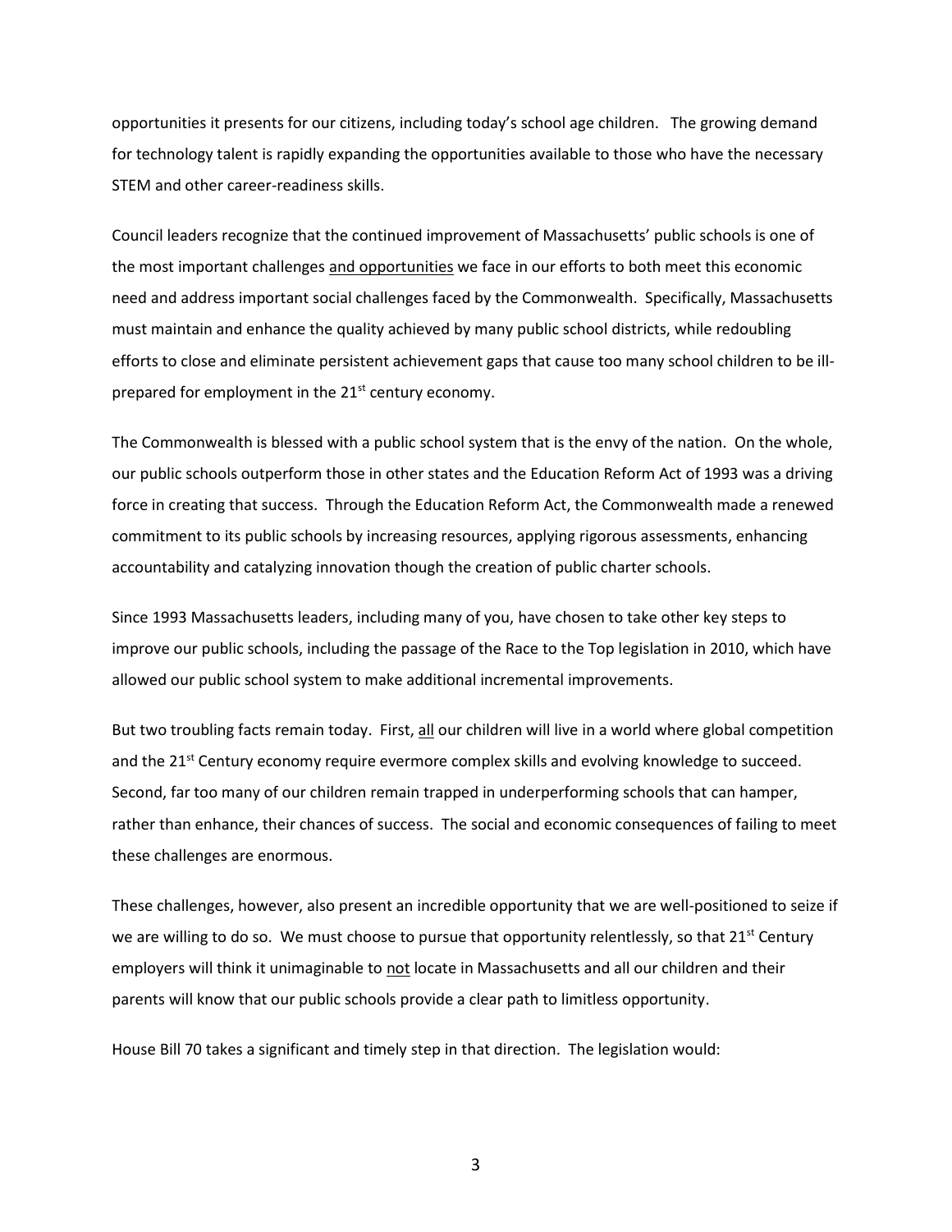opportunities it presents for our citizens, including today's school age children. The growing demand for technology talent is rapidly expanding the opportunities available to those who have the necessary STEM and other career-readiness skills.

Council leaders recognize that the continued improvement of Massachusetts' public schools is one of the most important challenges <u>and opportunities</u> we face in our efforts to both meet this economic need and address important social challenges faced by the Commonwealth. Specifically, Massachusetts must maintain and enhance the quality achieved by many public school districts, while redoubling efforts to close and eliminate persistent achievement gaps that cause too many school children to be ill-prepared for employment in the 21st century economy.

The Commonwealth is blessed with a public school system that is the envy of the nation. On the whole, our public schools outperform those in other states and the Education Reform Act of 1993 was a driving force in creating that success. Through the Education Reform Act, the Commonwealth made a renewed commitment to its public schools by increasing resources, applying rigorous assessments, enhancing accountability and catalyzing innovation though the creation of public charter schools.

Since 1993 Massachusetts leaders, including many of you, have chosen to take other key steps to improve our public schools, including the passage of the Race to the Top legislation in 2010, which have allowed our public school system to make additional incremental improvements.

But two troubling facts remain today. First, <u>all</u> our children will live in a world where global competition and the 21st Century economy require evermore complex skills and evolving knowledge to succeed. Second, far too many of our children remain trapped in underperforming schools that can hamper, rather than enhance, their chances of success. The social and economic consequences of failing to meet these challenges are enormous.

These challenges, however, also present an incredible opportunity that we are well-positioned to seize if we are willing to do so. We must choose to pursue that opportunity relentlessly, so that 21st Century employers will think it unimaginable to <u>not</u> locate in Massachusetts and all our children and their parents will know that our public schools provide a clear path to limitless opportunity.

House Bill 70 takes a significant and timely step in that direction. The legislation would: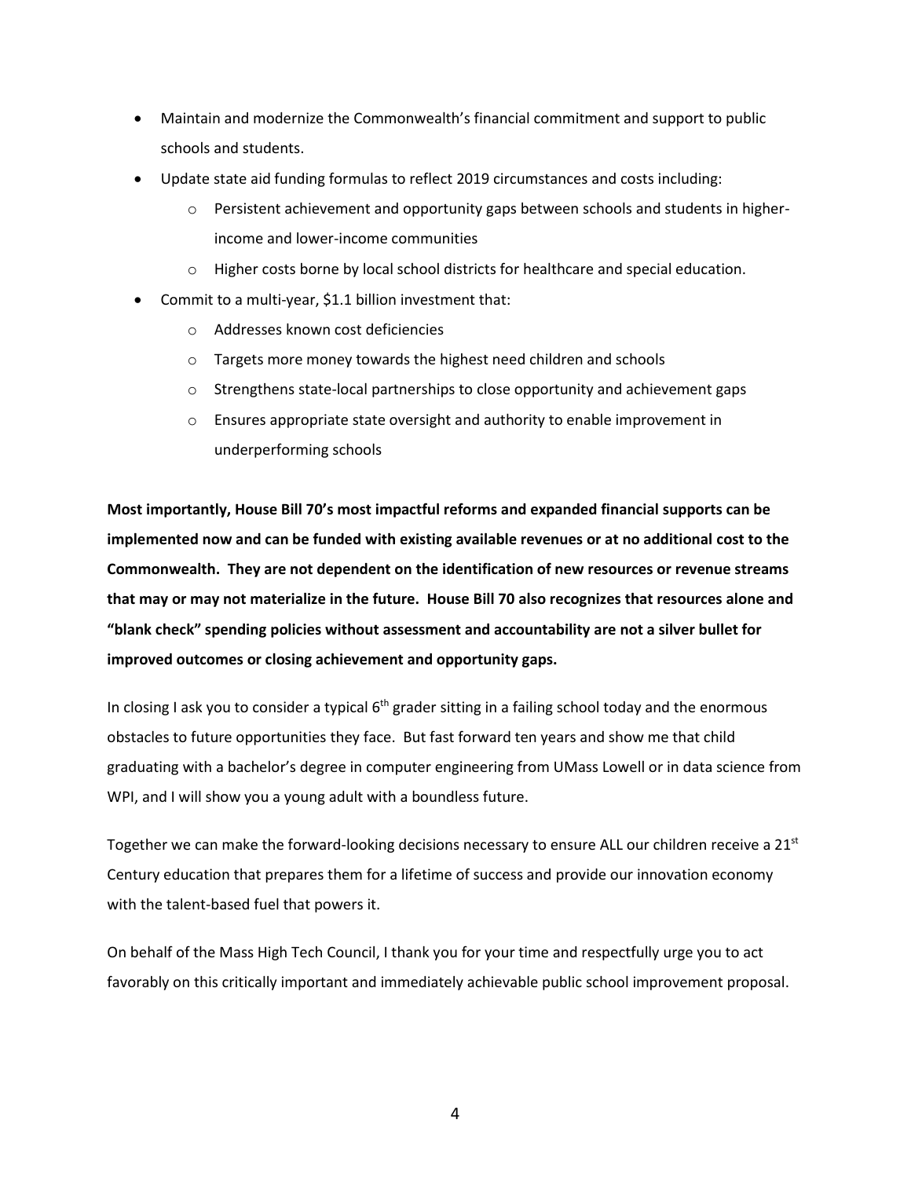- Maintain and modernize the Commonwealth's financial commitment and support to public schools and students.
- Update state aid funding formulas to reflect 2019 circumstances and costs including:
  - Persistent achievement and opportunity gaps between schools and students in higher-income and lower-income communities
  - Higher costs borne by local school districts for healthcare and special education.
- Commit to a multi-year, $1.1 billion investment that:
  - Addresses known cost deficiencies
  - Targets more money towards the highest need children and schools
  - Strengthens state-local partnerships to close opportunity and achievement gaps
  - Ensures appropriate state oversight and authority to enable improvement in underperforming schools

**Most importantly, House Bill 70's most impactful reforms and expanded financial supports can be implemented now and can be funded with existing available revenues or at no additional cost to the Commonwealth. They are not dependent on the identification of new resources or revenue streams that may or may not materialize in the future. House Bill 70 also recognizes that resources alone and "blank check" spending policies without assessment and accountability are not a silver bullet for improved outcomes or closing achievement and opportunity gaps.**

In closing I ask you to consider a typical 6th grader sitting in a failing school today and the enormous obstacles to future opportunities they face. But fast forward ten years and show me that child graduating with a bachelor's degree in computer engineering from UMass Lowell or in data science from WPI, and I will show you a young adult with a boundless future.

Together we can make the forward-looking decisions necessary to ensure ALL our children receive a 21st Century education that prepares them for a lifetime of success and provide our innovation economy with the talent-based fuel that powers it.

On behalf of the Mass High Tech Council, I thank you for your time and respectfully urge you to act favorably on this critically important and immediately achievable public school improvement proposal.